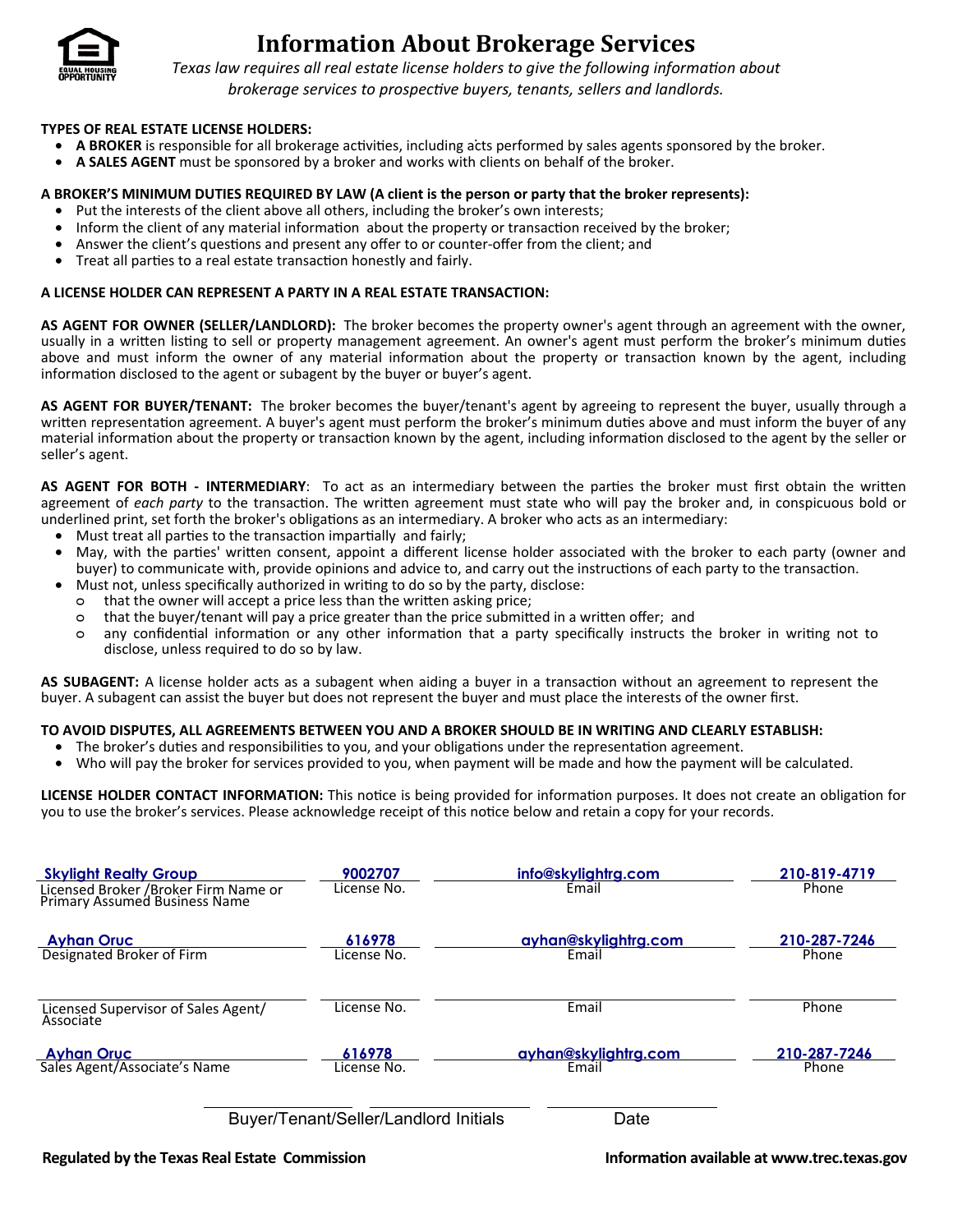# Information About Brokerage Services

*Texas law requires all real estate license holders to give the following information about brokerage services to prospective buyers, tenants, sellers and landlords.*

**TYPES OF REAL ESTATE LICENSE HOLDERS:**

- **A BROKER** is responsible for all brokerage activities, including acts performed by sales agents sponsored by the broker.
- **A SALES AGENT** must be sponsored by a broker and works with clients on behalf of the broker.

**A BROKER'S MINIMUM DUTIES REQUIRED BY LAW (A client is the person or party that the broker represents):**

- Put the interests of the client above all others, including the broker's own interests;
- Inform the client of any material information about the property or transaction received by the broker;
- Answer the client's questions and present any offer to or counter-offer from the client; and
- Treat all parties to a real estate transaction honestly and fairly.

**A LICENSE HOLDER CAN REPRESENT A PARTY IN A REAL ESTATE TRANSACTION:**

**AS AGENT FOR OWNER (SELLER/LANDLORD):** The broker becomes the property owner's agent through an agreement with the owner, usually in a written listing to sell or property management agreement. An owner's agent must perform the broker's minimum duties above and must inform the owner of any material information about the property or transaction known by the agent, including information disclosed to the agent or subagent by the buyer or buyer's agent.

**AS AGENT FOR BUYER/TENANT:** The broker becomes the buyer/tenant's agent by agreeing to represent the buyer, usually through a written representation agreement. A buyer's agent must perform the broker's minimum duties above and must inform the buyer of any material information about the property or transaction known by the agent, including information disclosed to the agent by the seller or seller's agent.

**AS AGENT FOR BOTH - INTERMEDIARY**: To act as an intermediary between the parties the broker must first obtain the written agreement of *each party* to the transaction. The written agreement must state who will pay the broker and, in conspicuous bold or underlined print, set forth the broker's obligations as an intermediary. A broker who acts as an intermediary:

- Must treat all parties to the transaction impartially and fairly;
- May, with the parties' written consent, appoint a different license holder associated with the broker to each party (owner and buyer) to communicate with, provide opinions and advice to, and carry out the instructions of each party to the transaction.
- Must not, unless specifically authorized in writing to do so by the party, disclose:
  - that the owner will accept a price less than the written asking price;
  - that the buyer/tenant will pay a price greater than the price submitted in a written offer; and
  - any confidential information or any other information that a party specifically instructs the broker in writing not to disclose, unless required to do so by law.

**AS SUBAGENT:** A license holder acts as a subagent when aiding a buyer in a transaction without an agreement to represent the buyer. A subagent can assist the buyer but does not represent the buyer and must place the interests of the owner first.

**TO AVOID DISPUTES, ALL AGREEMENTS BETWEEN YOU AND A BROKER SHOULD BE IN WRITING AND CLEARLY ESTABLISH:**

- The broker's duties and responsibilities to you, and your obligations under the representation agreement.
- Who will pay the broker for services provided to you, when payment will be made and how the payment will be calculated.

**LICENSE HOLDER CONTACT INFORMATION:** This notice is being provided for information purposes. It does not create an obligation for you to use the broker's services. Please acknowledge receipt of this notice below and retain a copy for your records.

| Name | License No. | Email | Phone |
|---|---|---|---|
| Skylight Realty Group<br>Licensed Broker /Broker Firm Name or Primary Assumed Business Name | 9002707 | info@skylightrg.com | 210-819-4719 |
| Ayhan Oruc<br>Designated Broker of Firm | 616978 | ayhan@skylightrg.com | 210-287-7246 |
| Licensed Supervisor of Sales Agent/ Associate | | | |
| Ayhan Oruc<br>Sales Agent/Associate's Name | 616978 | ayhan@skylightrg.com | 210-287-7246 |

_______________ _______________ _______________

Buyer/Tenant/Seller/Landlord Initials — Date

**Regulated by the Texas Real Estate Commission** — **Information available at www.trec.texas.gov**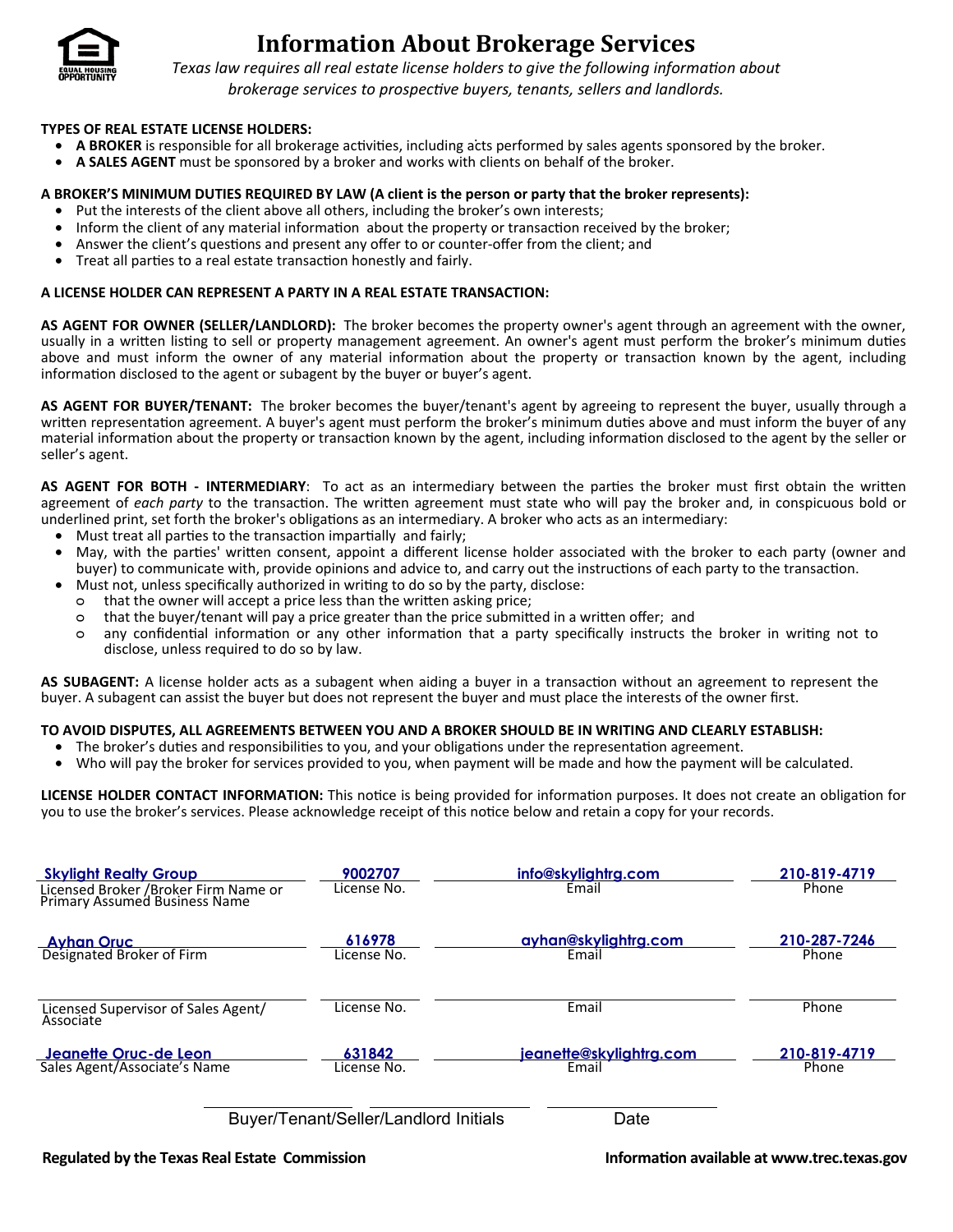EQUAL HOUSING OPPORTUNITY

# Information About Brokerage Services

*Texas law requires all real estate license holders to give the following information about brokerage services to prospective buyers, tenants, sellers and landlords.*

**TYPES OF REAL ESTATE LICENSE HOLDERS:**

- **A BROKER** is responsible for all brokerage activities, including acts performed by sales agents sponsored by the broker.
- **A SALES AGENT** must be sponsored by a broker and works with clients on behalf of the broker.

**A BROKER'S MINIMUM DUTIES REQUIRED BY LAW (A client is the person or party that the broker represents):**

- Put the interests of the client above all others, including the broker's own interests;
- Inform the client of any material information about the property or transaction received by the broker;
- Answer the client's questions and present any offer to or counter-offer from the client; and
- Treat all parties to a real estate transaction honestly and fairly.

**A LICENSE HOLDER CAN REPRESENT A PARTY IN A REAL ESTATE TRANSACTION:**

**AS AGENT FOR OWNER (SELLER/LANDLORD):** The broker becomes the property owner's agent through an agreement with the owner, usually in a written listing to sell or property management agreement. An owner's agent must perform the broker's minimum duties above and must inform the owner of any material information about the property or transaction known by the agent, including information disclosed to the agent or subagent by the buyer or buyer's agent.

**AS AGENT FOR BUYER/TENANT:** The broker becomes the buyer/tenant's agent by agreeing to represent the buyer, usually through a written representation agreement. A buyer's agent must perform the broker's minimum duties above and must inform the buyer of any material information about the property or transaction known by the agent, including information disclosed to the agent by the seller or seller's agent.

**AS AGENT FOR BOTH - INTERMEDIARY**: To act as an intermediary between the parties the broker must first obtain the written agreement of *each party* to the transaction. The written agreement must state who will pay the broker and, in conspicuous bold or underlined print, set forth the broker's obligations as an intermediary. A broker who acts as an intermediary:

- Must treat all parties to the transaction impartially and fairly;
- May, with the parties' written consent, appoint a different license holder associated with the broker to each party (owner and buyer) to communicate with, provide opinions and advice to, and carry out the instructions of each party to the transaction.
- Must not, unless specifically authorized in writing to do so by the party, disclose:
  - that the owner will accept a price less than the written asking price;
  - that the buyer/tenant will pay a price greater than the price submitted in a written offer; and
  - any confidential information or any other information that a party specifically instructs the broker in writing not to disclose, unless required to do so by law.

**AS SUBAGENT:** A license holder acts as a subagent when aiding a buyer in a transaction without an agreement to represent the buyer. A subagent can assist the buyer but does not represent the buyer and must place the interests of the owner first.

**TO AVOID DISPUTES, ALL AGREEMENTS BETWEEN YOU AND A BROKER SHOULD BE IN WRITING AND CLEARLY ESTABLISH:**

- The broker's duties and responsibilities to you, and your obligations under the representation agreement.
- Who will pay the broker for services provided to you, when payment will be made and how the payment will be calculated.

**LICENSE HOLDER CONTACT INFORMATION:** This notice is being provided for information purposes. It does not create an obligation for you to use the broker's services. Please acknowledge receipt of this notice below and retain a copy for your records.

| | | | |
|---|---|---|---|
| Skylight Realty Group | 9002707 | info@skylightrg.com | 210-819-4719 |
| Licensed Broker /Broker Firm Name or Primary Assumed Business Name | License No. | Email | Phone |
| Ayhan Oruc | 616978 | ayhan@skylightrg.com | 210-287-7246 |
| Designated Broker of Firm | License No. | Email | Phone |
| | | | |
| Licensed Supervisor of Sales Agent/ Associate | License No. | Email | Phone |
| Jeanette Oruc-de Leon | 631842 | jeanette@skylightrg.com | 210-819-4719 |
| Sales Agent/Associate's Name | License No. | Email | Phone |

Buyer/Tenant/Seller/Landlord Initials ____ ____ Date ____

**Regulated by the Texas Real Estate Commission** **Information available at www.trec.texas.gov**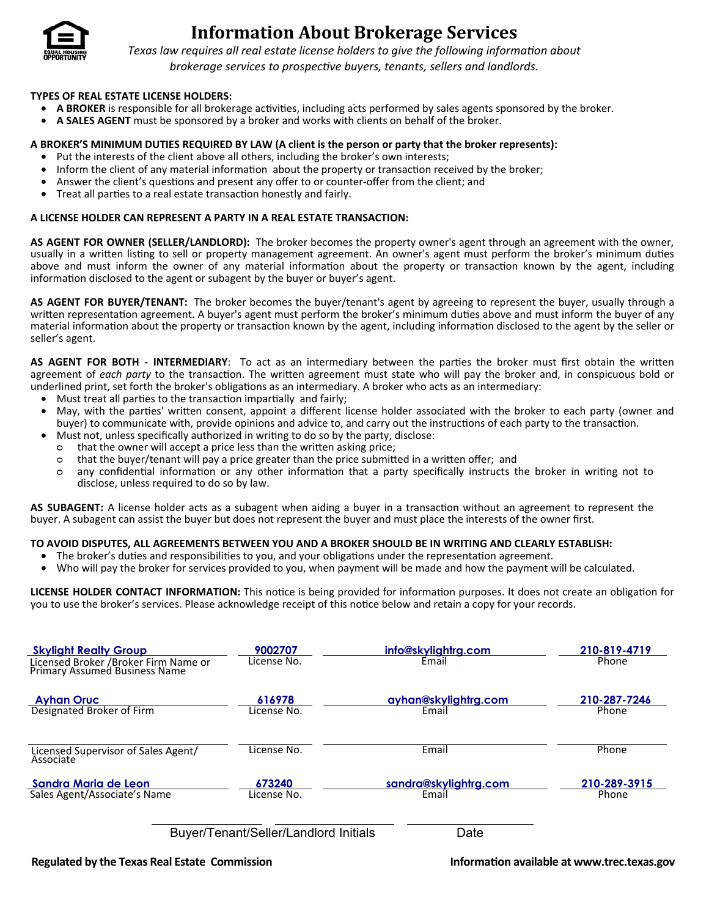# Information About Brokerage Services

*Texas law requires all real estate license holders to give the following information about brokerage services to prospective buyers, tenants, sellers and landlords.*

**TYPES OF REAL ESTATE LICENSE HOLDERS:**

- **A BROKER** is responsible for all brokerage activities, including acts performed by sales agents sponsored by the broker.
- **A SALES AGENT** must be sponsored by a broker and works with clients on behalf of the broker.

**A BROKER'S MINIMUM DUTIES REQUIRED BY LAW (A client is the person or party that the broker represents):**

- Put the interests of the client above all others, including the broker's own interests;
- Inform the client of any material information about the property or transaction received by the broker;
- Answer the client's questions and present any offer to or counter-offer from the client; and
- Treat all parties to a real estate transaction honestly and fairly.

**A LICENSE HOLDER CAN REPRESENT A PARTY IN A REAL ESTATE TRANSACTION:**

**AS AGENT FOR OWNER (SELLER/LANDLORD):** The broker becomes the property owner's agent through an agreement with the owner, usually in a written listing to sell or property management agreement. An owner's agent must perform the broker's minimum duties above and must inform the owner of any material information about the property or transaction known by the agent, including information disclosed to the agent or subagent by the buyer or buyer's agent.

**AS AGENT FOR BUYER/TENANT:** The broker becomes the buyer/tenant's agent by agreeing to represent the buyer, usually through a written representation agreement. A buyer's agent must perform the broker's minimum duties above and must inform the buyer of any material information about the property or transaction known by the agent, including information disclosed to the agent by the seller or seller's agent.

**AS AGENT FOR BOTH - INTERMEDIARY**: To act as an intermediary between the parties the broker must first obtain the written agreement of *each party* to the transaction. The written agreement must state who will pay the broker and, in conspicuous bold or underlined print, set forth the broker's obligations as an intermediary. A broker who acts as an intermediary:

- Must treat all parties to the transaction impartially and fairly;
- May, with the parties' written consent, appoint a different license holder associated with the broker to each party (owner and buyer) to communicate with, provide opinions and advice to, and carry out the instructions of each party to the transaction.
- Must not, unless specifically authorized in writing to do so by the party, disclose:
  - that the owner will accept a price less than the written asking price;
  - that the buyer/tenant will pay a price greater than the price submitted in a written offer; and
  - any confidential information or any other information that a party specifically instructs the broker in writing not to disclose, unless required to do so by law.

**AS SUBAGENT:** A license holder acts as a subagent when aiding a buyer in a transaction without an agreement to represent the buyer. A subagent can assist the buyer but does not represent the buyer and must place the interests of the owner first.

**TO AVOID DISPUTES, ALL AGREEMENTS BETWEEN YOU AND A BROKER SHOULD BE IN WRITING AND CLEARLY ESTABLISH:**

- The broker's duties and responsibilities to you, and your obligations under the representation agreement.
- Who will pay the broker for services provided to you, when payment will be made and how the payment will be calculated.

**LICENSE HOLDER CONTACT INFORMATION:** This notice is being provided for information purposes. It does not create an obligation for you to use the broker's services. Please acknowledge receipt of this notice below and retain a copy for your records.

| | | | |
|---|---|---|---|
| Skylight Realty Group | 9002707 | info@skylightrg.com | 210-819-4719 |
| Licensed Broker /Broker Firm Name or Primary Assumed Business Name | License No. | Email | Phone |
| Ayhan Oruc | 616978 | ayhan@skylightrg.com | 210-287-7246 |
| Designated Broker of Firm | License No. | Email | Phone |
| | | | |
| Licensed Supervisor of Sales Agent/ Associate | License No. | Email | Phone |
| Sandra Maria de Leon | 673240 | sandra@skylightrg.com | 210-289-3915 |
| Sales Agent/Associate's Name | License No. | Email | Phone |

Buyer/Tenant/Seller/Landlord Initials ________ ________ Date ________

**Regulated by the Texas Real Estate Commission** **Information available at www.trec.texas.gov**